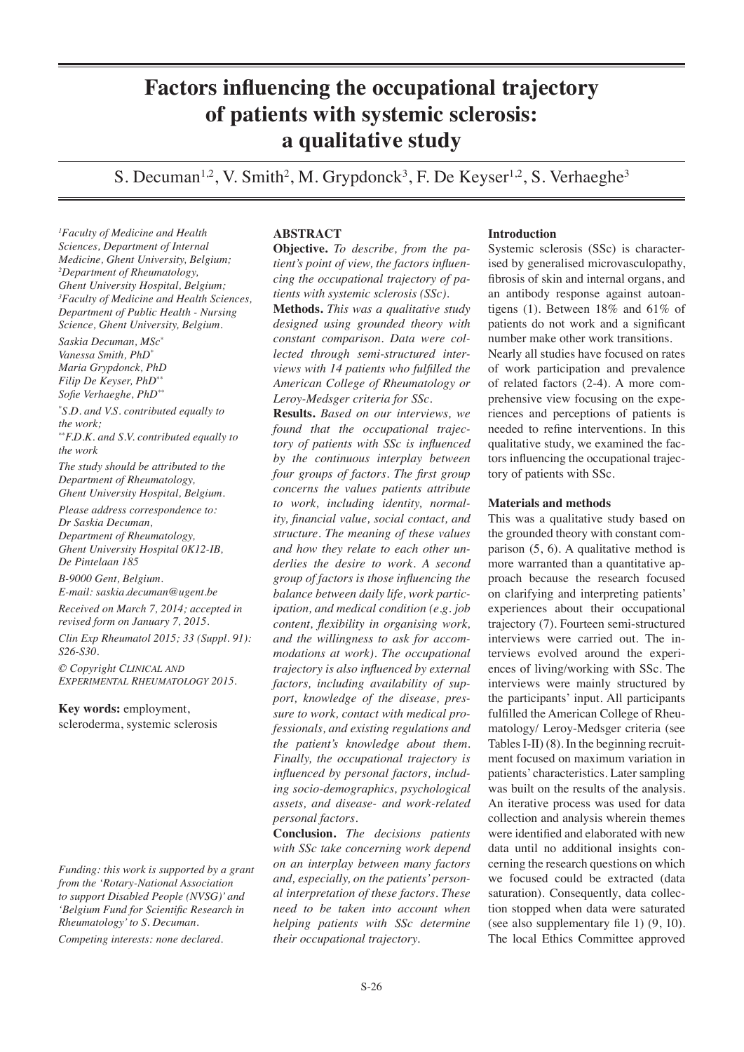# Factors influencing the occupational trajectory of patients with systemic sclerosis: a qualitative study

S. Decuman[1,2], V. Smith[2], M. Grypdonck[3], F. De Keyser[1,2], S. Verhaeghe[3]

[1]*Faculty of Medicine and Health Sciences, Department of Internal Medicine, Ghent University, Belgium;* [2]*Department of Rheumatology, Ghent University Hospital, Belgium;* [3]*Faculty of Medicine and Health Sciences, Department of Public Health - Nursing Science, Ghent University, Belgium.*

*Saskia Decuman, MSc\**
*Vanessa Smith, PhD\**
*Maria Grypdonck, PhD*
*Filip De Keyser, PhD\*\**
*Sofie Verhaeghe, PhD\*\**

*\*S.D. and V.S. contributed equally to the work;*
*\*\*F.D.K. and S.V. contributed equally to the work*

*The study should be attributed to the Department of Rheumatology, Ghent University Hospital, Belgium.*

*Please address correspondence to:*
*Dr Saskia Decuman,*
*Department of Rheumatology,*
*Ghent University Hospital 0K12-IB,*
*De Pintelaan 185*
*B-9000 Gent, Belgium.*
*E-mail: saskia.decuman@ugent.be*

*Received on March 7, 2014; accepted in revised form on January 7, 2015.*

*Clin Exp Rheumatol 2015; 33 (Suppl. 91): S26-S30.*

*© Copyright Clinical and Experimental Rheumatology 2015.*

**Key words:** employment, scleroderma, systemic sclerosis

*Funding: this work is supported by a grant from the 'Rotary-National Association to support Disabled People (NVSG)' and 'Belgium Fund for Scientific Research in Rheumatology' to S. Decuman.*

*Competing interests: none declared.*

## ABSTRACT

**Objective.** *To describe, from the patient's point of view, the factors influencing the occupational trajectory of patients with systemic sclerosis (SSc).*

**Methods.** *This was a qualitative study designed using grounded theory with constant comparison. Data were collected through semi-structured interviews with 14 patients who fulfilled the American College of Rheumatology or Leroy-Medsger criteria for SSc.*

**Results.** *Based on our interviews, we found that the occupational trajectory of patients with SSc is influenced by the continuous interplay between four groups of factors. The first group concerns the values patients attribute to work, including identity, normality, financial value, social contact, and structure. The meaning of these values and how they relate to each other underlies the desire to work. A second group of factors is those influencing the balance between daily life, work participation, and medical condition (e.g. job content, flexibility in organising work, and the willingness to ask for accommodations at work). The occupational trajectory is also influenced by external factors, including availability of support, knowledge of the disease, pressure to work, contact with medical professionals, and existing regulations and the patient's knowledge about them. Finally, the occupational trajectory is influenced by personal factors, including socio-demographics, psychological assets, and disease- and work-related personal factors.*

**Conclusion.** *The decisions patients with SSc take concerning work depend on an interplay between many factors and, especially, on the patients' personal interpretation of these factors. These need to be taken into account when helping patients with SSc determine their occupational trajectory.*

## Introduction

Systemic sclerosis (SSc) is characterised by generalised microvasculopathy, fibrosis of skin and internal organs, and an antibody response against autoantigens (1). Between 18% and 61% of patients do not work and a significant number make other work transitions.

Nearly all studies have focused on rates of work participation and prevalence of related factors (2-4). A more comprehensive view focusing on the experiences and perceptions of patients is needed to refine interventions. In this qualitative study, we examined the factors influencing the occupational trajectory of patients with SSc.

## Materials and methods

This was a qualitative study based on the grounded theory with constant comparison (5, 6). A qualitative method is more warranted than a quantitative approach because the research focused on clarifying and interpreting patients' experiences about their occupational trajectory (7). Fourteen semi-structured interviews were carried out. The interviews evolved around the experiences of living/working with SSc. The interviews were mainly structured by the participants' input. All participants fulfilled the American College of Rheumatology/ Leroy-Medsger criteria (see Tables I-II) (8). In the beginning recruitment focused on maximum variation in patients' characteristics. Later sampling was built on the results of the analysis. An iterative process was used for data collection and analysis wherein themes were identified and elaborated with new data until no additional insights concerning the research questions on which we focused could be extracted (data saturation). Consequently, data collection stopped when data were saturated (see also supplementary file 1) (9, 10). The local Ethics Committee approved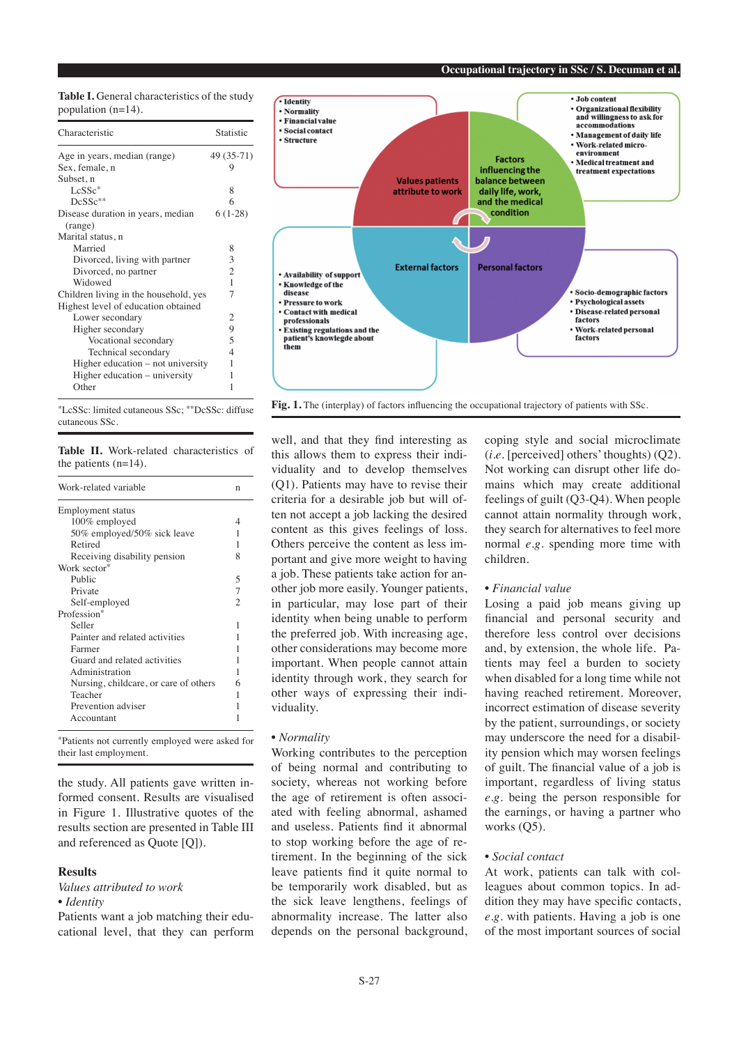**Table I.** General characteristics of the study population (n=14).

| Characteristic | Statistic |
|---|---|
| Age in years, median (range) | 49 (35-71) |
| Sex, female, n | 9 |
| Subset, n | |
| LcSSc* | 8 |
| DcSSc** | 6 |
| Disease duration in years, median (range) | 6 (1-28) |
| Marital status, n | |
| Married | 8 |
| Divorced, living with partner | 3 |
| Divorced, no partner | 2 |
| Widowed | 1 |
| Children living in the household, yes | 7 |
| Highest level of education obtained | |
| Lower secondary | 2 |
| Higher secondary | 9 |
| Vocational secondary | 5 |
| Technical secondary | 4 |
| Higher education – not university | 1 |
| Higher education – university | 1 |
| Other | 1 |

*LcSSc: limited cutaneous SSc; **DcSSc: diffuse cutaneous SSc.

**Table II.** Work-related characteristics of the patients (n=14).

| Work-related variable | n |
|---|---|
| Employment status | |
| 100% employed | 4 |
| 50% employed/50% sick leave | 1 |
| Retired | 1 |
| Receiving disability pension | 8 |
| Work sector* | |
| Public | 5 |
| Private | 7 |
| Self-employed | 2 |
| Profession* | |
| Seller | 1 |
| Painter and related activities | 1 |
| Farmer | 1 |
| Guard and related activities | 1 |
| Administration | 1 |
| Nursing, childcare, or care of others | 6 |
| Teacher | 1 |
| Prevention adviser | 1 |
| Accountant | 1 |

*Patients not currently employed were asked for their last employment.

the study. All patients gave written informed consent. Results are visualised in Figure 1. Illustrative quotes of the results section are presented in Table III and referenced as Quote [Q]).

**Fig. 1.** The (interplay) of factors influencing the occupational trajectory of patients with SSc.

## Results

*Values attributed to work*

• *Identity*

Patients want a job matching their educational level, that they can perform well, and that they find interesting as this allows them to express their individuality and to develop themselves (Q1). Patients may have to revise their criteria for a desirable job but will often not accept a job lacking the desired content as this gives feelings of loss. Others perceive the content as less important and give more weight to having a job. These patients take action for another job more easily. Younger patients, in particular, may lose part of their identity when being unable to perform the preferred job. With increasing age, other considerations may become more important. When people cannot attain identity through work, they search for other ways of expressing their individuality.

• *Normality*

Working contributes to the perception of being normal and contributing to society, whereas not working before the age of retirement is often associated with feeling abnormal, ashamed and useless. Patients find it abnormal to stop working before the age of retirement. In the beginning of the sick leave patients find it quite normal to be temporarily work disabled, but as the sick leave lengthens, feelings of abnormality increase. The latter also depends on the personal background, coping style and social microclimate (*i.e.* [perceived] others' thoughts) (Q2). Not working can disrupt other life domains which may create additional feelings of guilt (Q3-Q4). When people cannot attain normality through work, they search for alternatives to feel more normal *e.g.* spending more time with children.

• *Financial value*

Losing a paid job means giving up financial and personal security and therefore less control over decisions and, by extension, the whole life. Patients may feel a burden to society when disabled for a long time while not having reached retirement. Moreover, incorrect estimation of disease severity by the patient, surroundings, or society may underscore the need for a disability pension which may worsen feelings of guilt. The financial value of a job is important, regardless of living status *e.g.* being the person responsible for the earnings, or having a partner who works (Q5).

• *Social contact*

At work, patients can talk with colleagues about common topics. In addition they may have specific contacts, *e.g.* with patients. Having a job is one of the most important sources of social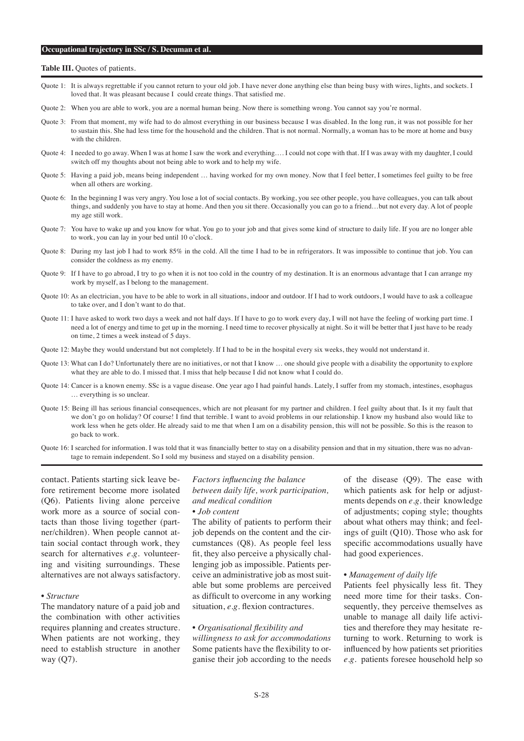**Table III.** Quotes of patients.

| | |
|---|---|
| Quote 1: | It is always regrettable if you cannot return to your old job. I have never done anything else than being busy with wires, lights, and sockets. I loved that. It was pleasant because I could create things. That satisfied me. |
| Quote 2: | When you are able to work, you are a normal human being. Now there is something wrong. You cannot say you're normal. |
| Quote 3: | From that moment, my wife had to do almost everything in our business because I was disabled. In the long run, it was not possible for her to sustain this. She had less time for the household and the children. That is not normal. Normally, a woman has to be more at home and busy with the children. |
| Quote 4: | I needed to go away. When I was at home I saw the work and everything…. I could not cope with that. If I was away with my daughter, I could switch off my thoughts about not being able to work and to help my wife. |
| Quote 5: | Having a paid job, means being independent … having worked for my own money. Now that I feel better, I sometimes feel guilty to be free when all others are working. |
| Quote 6: | In the beginning I was very angry. You lose a lot of social contacts. By working, you see other people, you have colleagues, you can talk about things, and suddenly you have to stay at home. And then you sit there. Occasionally you can go to a friend…but not every day. A lot of people my age still work. |
| Quote 7: | You have to wake up and you know for what. You go to your job and that gives some kind of structure to daily life. If you are no longer able to work, you can lay in your bed until 10 o'clock. |
| Quote 8: | During my last job I had to work 85% in the cold. All the time I had to be in refrigerators. It was impossible to continue that job. You can consider the coldness as my enemy. |
| Quote 9: | If I have to go abroad, I try to go when it is not too cold in the country of my destination. It is an enormous advantage that I can arrange my work by myself, as I belong to the management. |
| Quote 10: | As an electrician, you have to be able to work in all situations, indoor and outdoor. If I had to work outdoors, I would have to ask a colleague to take over, and I don't want to do that. |
| Quote 11: | I have asked to work two days a week and not half days. If I have to go to work every day, I will not have the feeling of working part time. I need a lot of energy and time to get up in the morning. I need time to recover physically at night. So it will be better that I just have to be ready on time, 2 times a week instead of 5 days. |
| Quote 12: | Maybe they would understand but not completely. If I had to be in the hospital every six weeks, they would not understand it. |
| Quote 13: | What can I do? Unfortunately there are no initiatives, or not that I know … one should give people with a disability the opportunity to explore what they are able to do. I missed that. I miss that help because I did not know what I could do. |
| Quote 14: | Cancer is a known enemy. SSc is a vague disease. One year ago I had painful hands. Lately, I suffer from my stomach, intestines, esophagus … everything is so unclear. |
| Quote 15: | Being ill has serious financial consequences, which are not pleasant for my partner and children. I feel guilty about that. Is it my fault that we don't go on holiday? Of course! I find that terrible. I want to avoid problems in our relationship. I know my husband also would like to work less when he gets older. He already said to me that when I am on a disability pension, this will not be possible. So this is the reason to go back to work. |
| Quote 16: | I searched for information. I was told that it was financially better to stay on a disability pension and that in my situation, there was no advantage to remain independent. So I sold my business and stayed on a disability pension. |

contact. Patients starting sick leave before retirement become more isolated (Q6). Patients living alone perceive work more as a source of social contacts than those living together (partner/children). When people cannot attain social contact through work, they search for alternatives *e.g.* volunteering and visiting surroundings. These alternatives are not always satisfactory.

• *Structure*

The mandatory nature of a paid job and the combination with other activities requires planning and creates structure. When patients are not working, they need to establish structure in another way (Q7).

*Factors influencing the balance between daily life, work participation, and medical condition*

• *Job content*

The ability of patients to perform their job depends on the content and the circumstances (Q8). As people feel less fit, they also perceive a physically challenging job as impossible. Patients perceive an administrative job as most suitable but some problems are perceived as difficult to overcome in any working situation, *e.g.* flexion contractures.

• *Organisational flexibility and willingness to ask for accommodations*

Some patients have the flexibility to organise their job according to the needs of the disease (Q9). The ease with which patients ask for help or adjustments depends on *e.g.* their knowledge of adjustments; coping style; thoughts about what others may think; and feelings of guilt (Q10). Those who ask for specific accommodations usually have had good experiences.

• *Management of daily life*

Patients feel physically less fit. They need more time for their tasks. Consequently, they perceive themselves as unable to manage all daily life activities and therefore they may hesitate returning to work. Returning to work is influenced by how patients set priorities *e.g.* patients foresee household help so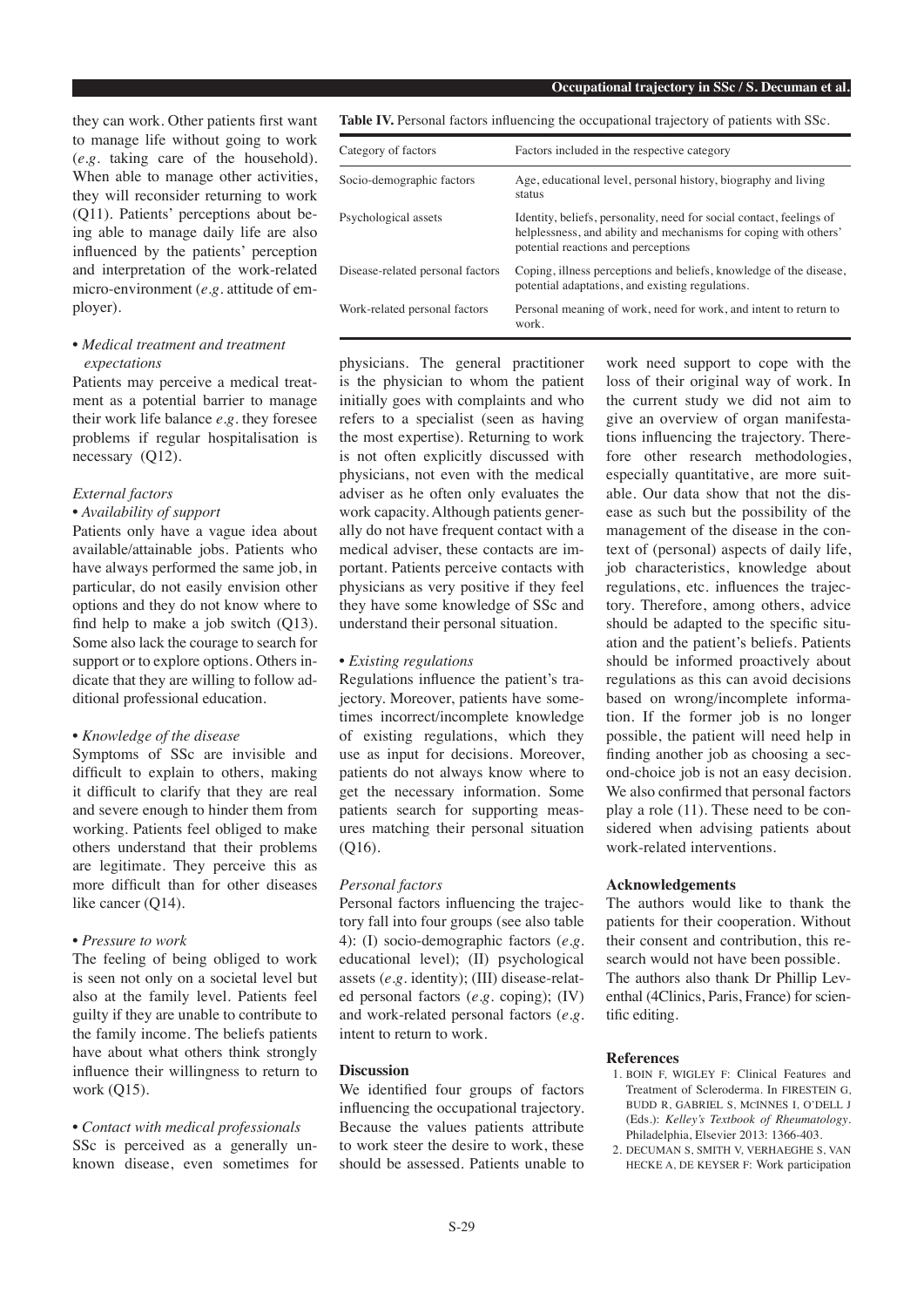they can work. Other patients first want to manage life without going to work (*e.g.* taking care of the household). When able to manage other activities, they will reconsider returning to work (Q11). Patients' perceptions about being able to manage daily life are also influenced by the patients' perception and interpretation of the work-related micro-environment (*e.g.* attitude of employer).

• *Medical treatment and treatment expectations*

Patients may perceive a medical treatment as a potential barrier to manage their work life balance *e.g.* they foresee problems if regular hospitalisation is necessary (Q12).

*External factors*

• *Availability of support*

Patients only have a vague idea about available/attainable jobs. Patients who have always performed the same job, in particular, do not easily envision other options and they do not know where to find help to make a job switch (Q13). Some also lack the courage to search for support or to explore options. Others indicate that they are willing to follow additional professional education.

• *Knowledge of the disease*

Symptoms of SSc are invisible and difficult to explain to others, making it difficult to clarify that they are real and severe enough to hinder them from working. Patients feel obliged to make others understand that their problems are legitimate. They perceive this as more difficult than for other diseases like cancer (Q14).

• *Pressure to work*

The feeling of being obliged to work is seen not only on a societal level but also at the family level. Patients feel guilty if they are unable to contribute to the family income. The beliefs patients have about what others think strongly influence their willingness to return to work (Q15).

• *Contact with medical professionals*

SSc is perceived as a generally unknown disease, even sometimes for physicians. The general practitioner is the physician to whom the patient initially goes with complaints and who refers to a specialist (seen as having the most expertise). Returning to work is not often explicitly discussed with physicians, not even with the medical adviser as he often only evaluates the work capacity. Although patients generally do not have frequent contact with a medical adviser, these contacts are important. Patients perceive contacts with physicians as very positive if they feel they have some knowledge of SSc and understand their personal situation.

• *Existing regulations*

Regulations influence the patient's trajectory. Moreover, patients have sometimes incorrect/incomplete knowledge of existing regulations, which they use as input for decisions. Moreover, patients do not always know where to get the necessary information. Some patients search for supporting measures matching their personal situation (Q16).

*Personal factors*

Personal factors influencing the trajectory fall into four groups (see also table 4): (I) socio-demographic factors (*e.g.* educational level); (II) psychological assets (*e.g.* identity); (III) disease-related personal factors (*e.g.* coping); (IV) and work-related personal factors (*e.g.* intent to return to work.

**Table IV.** Personal factors influencing the occupational trajectory of patients with SSc.

| Category of factors | Factors included in the respective category |
|---|---|
| Socio-demographic factors | Age, educational level, personal history, biography and living status |
| Psychological assets | Identity, beliefs, personality, need for social contact, feelings of helplessness, and ability and mechanisms for coping with others' potential reactions and perceptions |
| Disease-related personal factors | Coping, illness perceptions and beliefs, knowledge of the disease, potential adaptations, and existing regulations. |
| Work-related personal factors | Personal meaning of work, need for work, and intent to return to work. |

## Discussion

We identified four groups of factors influencing the occupational trajectory. Because the values patients attribute to work steer the desire to work, these should be assessed. Patients unable to work need support to cope with the loss of their original way of work. In the current study we did not aim to give an overview of organ manifestations influencing the trajectory. Therefore other research methodologies, especially quantitative, are more suitable. Our data show that not the disease as such but the possibility of the management of the disease in the context of (personal) aspects of daily life, job characteristics, knowledge about regulations, etc. influences the trajectory. Therefore, among others, advice should be adapted to the specific situation and the patient's beliefs. Patients should be informed proactively about regulations as this can avoid decisions based on wrong/incomplete information. If the former job is no longer possible, the patient will need help in finding another job as choosing a second-choice job is not an easy decision. We also confirmed that personal factors play a role (11). These need to be considered when advising patients about work-related interventions.

## Acknowledgements

The authors would like to thank the patients for their cooperation. Without their consent and contribution, this research would not have been possible.
The authors also thank Dr Phillip Leventhal (4Clinics, Paris, France) for scientific editing.

## References

1. BOIN F, WIGLEY F: Clinical Features and Treatment of Scleroderma. In FIRESTEIN G, BUDD R, GABRIEL S, MCINNES I, O'DELL J (Eds.): *Kelley's Textbook of Rheumatology*. Philadelphia, Elsevier 2013: 1366-403.
2. DECUMAN S, SMITH V, VERHAEGHE S, VAN HECKE A, DE KEYSER F: Work participation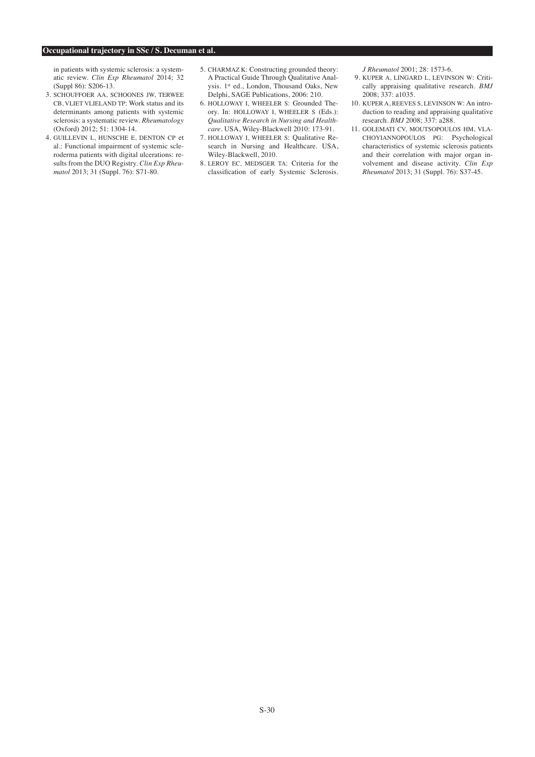in patients with systemic sclerosis: a systematic review. *Clin Exp Rheumatol* 2014; 32 (Suppl 86): S206-13.

3. SCHOUFFOER AA, SCHOONES JW, TERWEE CB, VLIET VLIELAND TP: Work status and its determinants among patients with systemic sclerosis: a systematic review. *Rheumatology* (Oxford) 2012; 51: 1304-14.
4. GUILLEVIN L, HUNSCHE E, DENTON CP et al.: Functional impairment of systemic scleroderma patients with digital ulcerations: results from the DUO Registry. *Clin Exp Rheumatol* 2013; 31 (Suppl. 76): S71-80.
5. CHARMAZ K: Constructing grounded theory: A Practical Guide Through Qualitative Analysis. 1st ed., London, Thousand Oaks, New Delphi, SAGE Publications, 2006: 210.
6. HOLLOWAY I, WHEELER S: Grounded Theory. In: HOLLOWAY I, WHEELER S (Eds.): *Qualitative Research in Nursing and Healthcare*. USA, Wiley-Blackwell 2010: 173-91.
7. HOLLOWAY I, WHEELER S: Qualitative Research in Nursing and Healthcare. USA, Wiley-Blackwell, 2010.
8. LEROY EC, MEDSGER TA: Criteria for the classification of early Systemic Sclerosis. *J Rheumatol* 2001; 28: 1573-6.
9. KUPER A, LINGARD L, LEVINSON W: Critically appraising qualitative research. *BMJ* 2008; 337: a1035.
10. KUPER A, REEVES S, LEVINSON W: An introduction to reading and appraising qualitative research. *BMJ* 2008; 337: a288.
11. GOLEMATI CV, MOUTSOPOULOS HM, VLACHOYIANNOPOULOS PG: Psychological characteristics of systemic sclerosis patients and their correlation with major organ involvement and disease activity. *Clin Exp Rheumatol* 2013; 31 (Suppl. 76): S37-45.